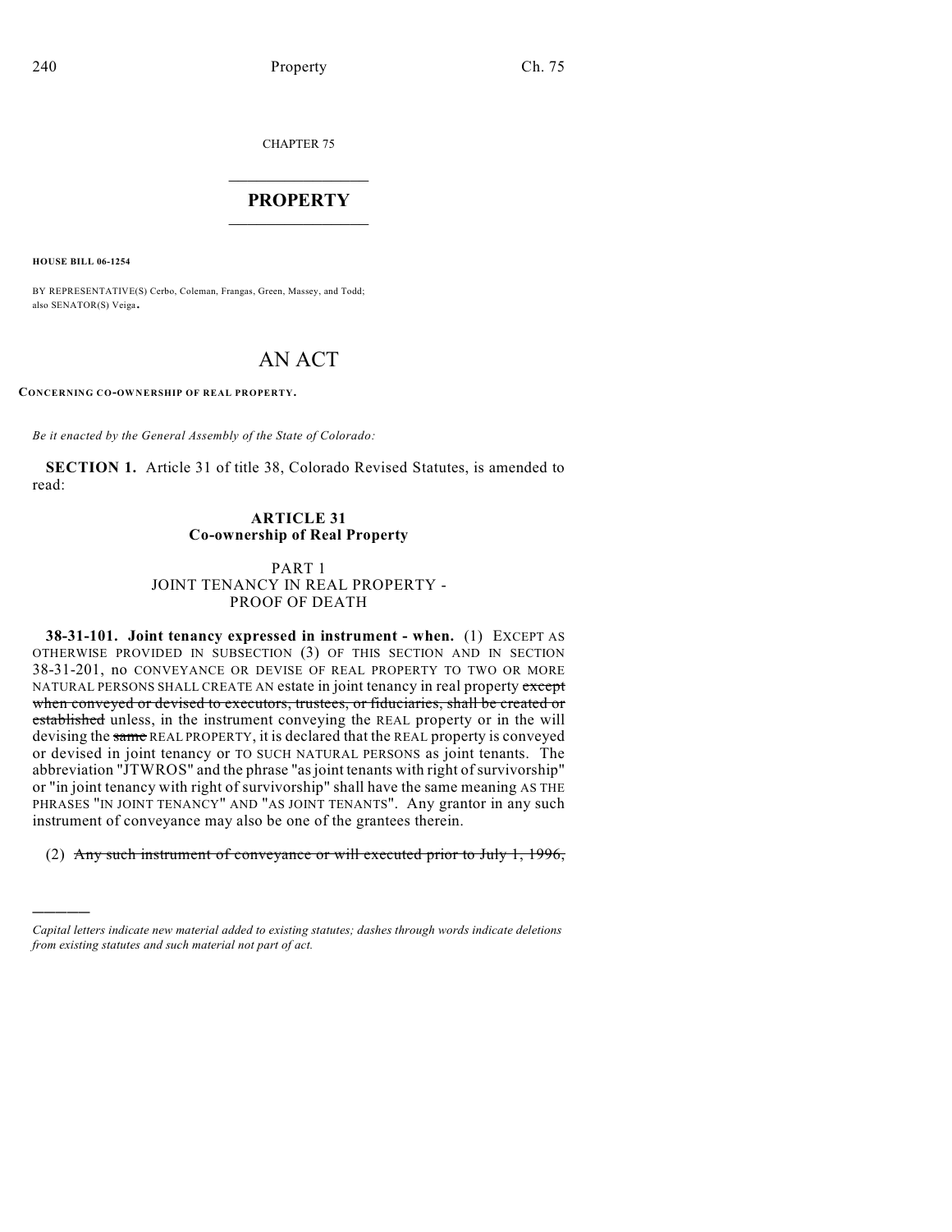CHAPTER 75

# PROPERTY

**HOUSE BILL 06-1254**

BY REPRESENTATIVE(S) Cerbo, Coleman, Frangas, Green, Massey, and Todd; also SENATOR(S) Veiga.

# AN ACT

**CONCERNING CO-OWNERSHIP OF REAL PROPERTY.**

*Be it enacted by the General Assembly of the State of Colorado:*

**SECTION 1.** Article 31 of title 38, Colorado Revised Statutes, is amended to read:

## ARTICLE 31
## Co-ownership of Real Property

### PART 1
### JOINT TENANCY IN REAL PROPERTY - PROOF OF DEATH

**38-31-101. Joint tenancy expressed in instrument - when.** (1) EXCEPT AS OTHERWISE PROVIDED IN SUBSECTION (3) OF THIS SECTION AND IN SECTION 38-31-201, no CONVEYANCE OR DEVISE OF REAL PROPERTY TO TWO OR MORE NATURAL PERSONS SHALL CREATE AN estate in joint tenancy in real property ~~except when conveyed or devised to executors, trustees, or fiduciaries, shall be created or established~~ unless, in the instrument conveying the REAL property or in the will devising the ~~same~~ REAL PROPERTY, it is declared that the REAL property is conveyed or devised in joint tenancy or TO SUCH NATURAL PERSONS as joint tenants. The abbreviation "JTWROS" and the phrase "as joint tenants with right of survivorship" or "in joint tenancy with right of survivorship" shall have the same meaning AS THE PHRASES "IN JOINT TENANCY" AND "AS JOINT TENANTS". Any grantor in any such instrument of conveyance may also be one of the grantees therein.

(2) ~~Any such instrument of conveyance or will executed prior to July 1, 1996,~~

---

*Capital letters indicate new material added to existing statutes; dashes through words indicate deletions from existing statutes and such material not part of act.*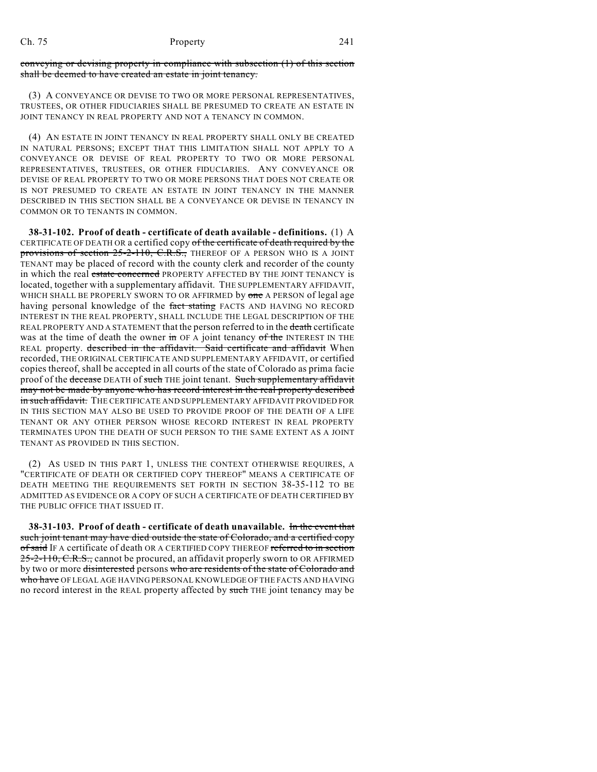~~conveying or devising property in compliance with subsection (1) of this section shall be deemed to have created an estate in joint tenancy.~~

(3) A CONVEYANCE OR DEVISE TO TWO OR MORE PERSONAL REPRESENTATIVES, TRUSTEES, OR OTHER FIDUCIARIES SHALL BE PRESUMED TO CREATE AN ESTATE IN JOINT TENANCY IN REAL PROPERTY AND NOT A TENANCY IN COMMON.

(4) AN ESTATE IN JOINT TENANCY IN REAL PROPERTY SHALL ONLY BE CREATED IN NATURAL PERSONS; EXCEPT THAT THIS LIMITATION SHALL NOT APPLY TO A CONVEYANCE OR DEVISE OF REAL PROPERTY TO TWO OR MORE PERSONAL REPRESENTATIVES, TRUSTEES, OR OTHER FIDUCIARIES. ANY CONVEYANCE OR DEVISE OF REAL PROPERTY TO TWO OR MORE PERSONS THAT DOES NOT CREATE OR IS NOT PRESUMED TO CREATE AN ESTATE IN JOINT TENANCY IN THE MANNER DESCRIBED IN THIS SECTION SHALL BE A CONVEYANCE OR DEVISE IN TENANCY IN COMMON OR TO TENANTS IN COMMON.

**38-31-102. Proof of death - certificate of death available - definitions.** (1) A CERTIFICATE OF DEATH OR a certified copy ~~of the certificate of death required by the provisions of section 25-2-110, C.R.S.,~~ THEREOF OF A PERSON WHO IS A JOINT TENANT may be placed of record with the county clerk and recorder of the county in which the real ~~estate concerned~~ PROPERTY AFFECTED BY THE JOINT TENANCY is located, together with a supplementary affidavit. THE SUPPLEMENTARY AFFIDAVIT, WHICH SHALL BE PROPERLY SWORN TO OR AFFIRMED by ~~one~~ A PERSON of legal age having personal knowledge of the ~~fact stating~~ FACTS AND HAVING NO RECORD INTEREST IN THE REAL PROPERTY, SHALL INCLUDE THE LEGAL DESCRIPTION OF THE REAL PROPERTY AND A STATEMENT that the person referred to in the ~~death~~ certificate was at the time of death the owner ~~in~~ OF A joint tenancy ~~of the~~ INTEREST IN THE REAL property. ~~described in the affidavit. Said certificate and affidavit~~ When recorded, THE ORIGINAL CERTIFICATE AND SUPPLEMENTARY AFFIDAVIT, or certified copies thereof, shall be accepted in all courts of the state of Colorado as prima facie proof of the ~~decease~~ DEATH of ~~such~~ THE joint tenant. ~~Such supplementary affidavit may not be made by anyone who has record interest in the real property described in such affidavit.~~ THE CERTIFICATE AND SUPPLEMENTARY AFFIDAVIT PROVIDED FOR IN THIS SECTION MAY ALSO BE USED TO PROVIDE PROOF OF THE DEATH OF A LIFE TENANT OR ANY OTHER PERSON WHOSE RECORD INTEREST IN REAL PROPERTY TERMINATES UPON THE DEATH OF SUCH PERSON TO THE SAME EXTENT AS A JOINT TENANT AS PROVIDED IN THIS SECTION.

(2) AS USED IN THIS PART 1, UNLESS THE CONTEXT OTHERWISE REQUIRES, A "CERTIFICATE OF DEATH OR CERTIFIED COPY THEREOF" MEANS A CERTIFICATE OF DEATH MEETING THE REQUIREMENTS SET FORTH IN SECTION 38-35-112 TO BE ADMITTED AS EVIDENCE OR A COPY OF SUCH A CERTIFICATE OF DEATH CERTIFIED BY THE PUBLIC OFFICE THAT ISSUED IT.

**38-31-103. Proof of death - certificate of death unavailable.** ~~In the event that such joint tenant may have died outside the state of Colorado, and a certified copy of said~~ IF A certificate of death OR A CERTIFIED COPY THEREOF ~~referred to in section 25-2-110, C.R.S.,~~ cannot be procured, an affidavit properly sworn to OR AFFIRMED by two or more ~~disinterested~~ persons ~~who are residents of the state of Colorado and who have~~ OF LEGAL AGE HAVING PERSONAL KNOWLEDGE OF THE FACTS AND HAVING no record interest in the REAL property affected by ~~such~~ THE joint tenancy may be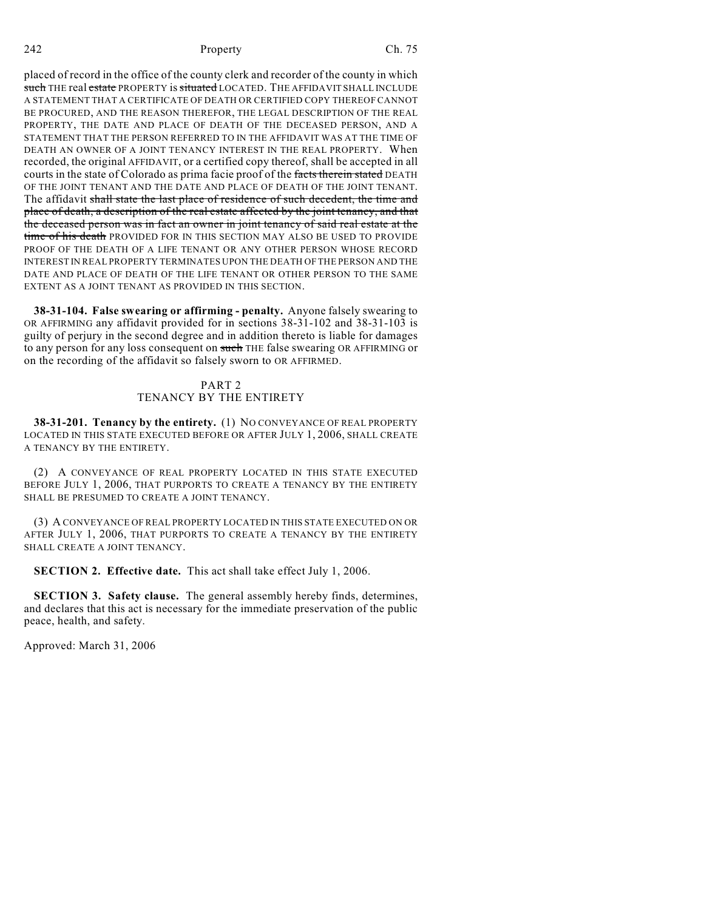placed of record in the office of the county clerk and recorder of the county in which ~~such~~ THE real ~~estate~~ PROPERTY is ~~situated~~ LOCATED. THE AFFIDAVIT SHALL INCLUDE A STATEMENT THAT A CERTIFICATE OF DEATH OR CERTIFIED COPY THEREOF CANNOT BE PROCURED, AND THE REASON THEREFOR, THE LEGAL DESCRIPTION OF THE REAL PROPERTY, THE DATE AND PLACE OF DEATH OF THE DECEASED PERSON, AND A STATEMENT THAT THE PERSON REFERRED TO IN THE AFFIDAVIT WAS AT THE TIME OF DEATH AN OWNER OF A JOINT TENANCY INTEREST IN THE REAL PROPERTY. When recorded, the original AFFIDAVIT, or a certified copy thereof, shall be accepted in all courts in the state of Colorado as prima facie proof of the ~~facts therein stated~~ DEATH OF THE JOINT TENANT AND THE DATE AND PLACE OF DEATH OF THE JOINT TENANT. The affidavit ~~shall state the last place of residence of such decedent, the time and place of death, a description of the real estate affected by the joint tenancy, and that the deceased person was in fact an owner in joint tenancy of said real estate at the time of his death~~ PROVIDED FOR IN THIS SECTION MAY ALSO BE USED TO PROVIDE PROOF OF THE DEATH OF A LIFE TENANT OR ANY OTHER PERSON WHOSE RECORD INTEREST IN REAL PROPERTY TERMINATES UPON THE DEATH OF THE PERSON AND THE DATE AND PLACE OF DEATH OF THE LIFE TENANT OR OTHER PERSON TO THE SAME EXTENT AS A JOINT TENANT AS PROVIDED IN THIS SECTION.

**38-31-104. False swearing or affirming - penalty.** Anyone falsely swearing to OR AFFIRMING any affidavit provided for in sections 38-31-102 and 38-31-103 is guilty of perjury in the second degree and in addition thereto is liable for damages to any person for any loss consequent on ~~such~~ THE false swearing OR AFFIRMING or on the recording of the affidavit so falsely sworn to OR AFFIRMED.

## PART 2
## TENANCY BY THE ENTIRETY

**38-31-201. Tenancy by the entirety.** (1) NO CONVEYANCE OF REAL PROPERTY LOCATED IN THIS STATE EXECUTED BEFORE OR AFTER JULY 1, 2006, SHALL CREATE A TENANCY BY THE ENTIRETY.

(2) A CONVEYANCE OF REAL PROPERTY LOCATED IN THIS STATE EXECUTED BEFORE JULY 1, 2006, THAT PURPORTS TO CREATE A TENANCY BY THE ENTIRETY SHALL BE PRESUMED TO CREATE A JOINT TENANCY.

(3) A CONVEYANCE OF REAL PROPERTY LOCATED IN THIS STATE EXECUTED ON OR AFTER JULY 1, 2006, THAT PURPORTS TO CREATE A TENANCY BY THE ENTIRETY SHALL CREATE A JOINT TENANCY.

**SECTION 2. Effective date.** This act shall take effect July 1, 2006.

**SECTION 3. Safety clause.** The general assembly hereby finds, determines, and declares that this act is necessary for the immediate preservation of the public peace, health, and safety.

Approved: March 31, 2006